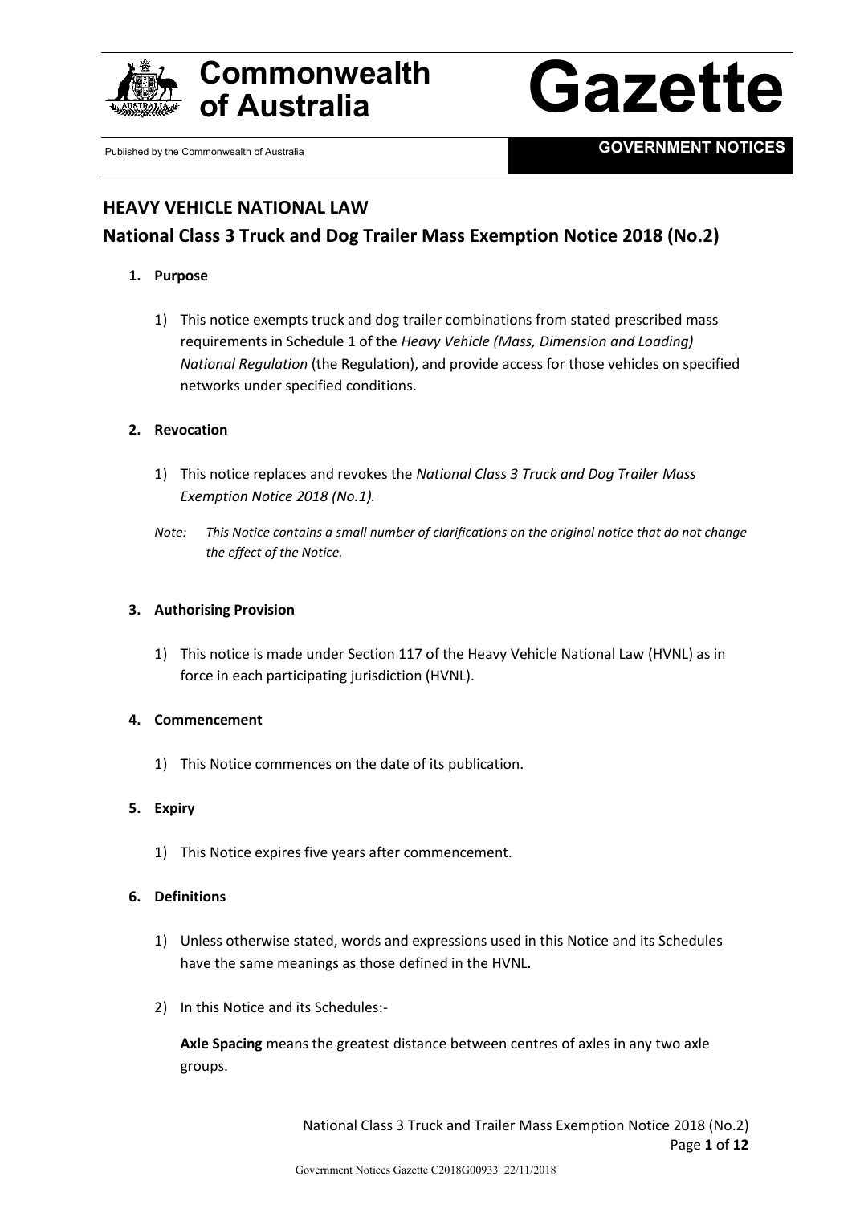# HEAVY VEHICLE NATIONAL LAW

## National Class 3 Truck and Dog Trailer Mass Exemption Notice 2018 (No.2)

### 1. Purpose

1) This notice exempts truck and dog trailer combinations from stated prescribed mass requirements in Schedule 1 of the *Heavy Vehicle (Mass, Dimension and Loading) National Regulation* (the Regulation), and provide access for those vehicles on specified networks under specified conditions.

### 2. Revocation

1) This notice replaces and revokes the *National Class 3 Truck and Dog Trailer Mass Exemption Notice 2018 (No.1).*

*Note: This Notice contains a small number of clarifications on the original notice that do not change the effect of the Notice.*

### 3. Authorising Provision

1) This notice is made under Section 117 of the Heavy Vehicle National Law (HVNL) as in force in each participating jurisdiction (HVNL).

### 4. Commencement

1) This Notice commences on the date of its publication.

### 5. Expiry

1) This Notice expires five years after commencement.

### 6. Definitions

1) Unless otherwise stated, words and expressions used in this Notice and its Schedules have the same meanings as those defined in the HVNL.

2) In this Notice and its Schedules:-

**Axle Spacing** means the greatest distance between centres of axles in any two axle groups.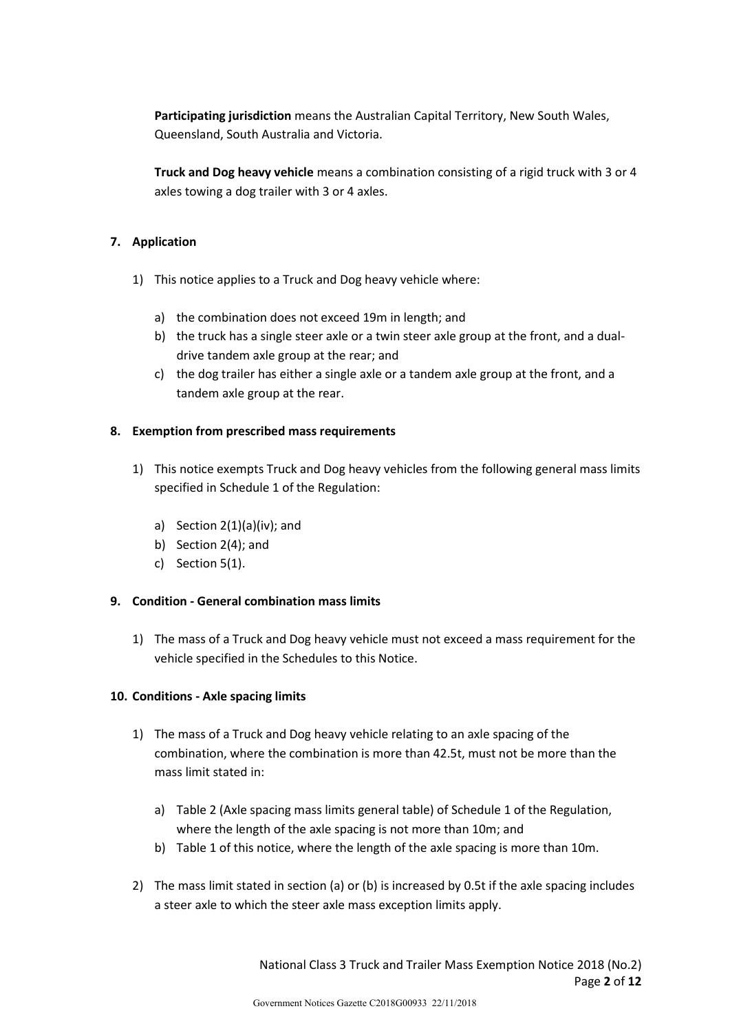**Participating jurisdiction** means the Australian Capital Territory, New South Wales, Queensland, South Australia and Victoria.

**Truck and Dog heavy vehicle** means a combination consisting of a rigid truck with 3 or 4 axles towing a dog trailer with 3 or 4 axles.

## 7. Application

1) This notice applies to a Truck and Dog heavy vehicle where:

   a) the combination does not exceed 19m in length; and
   b) the truck has a single steer axle or a twin steer axle group at the front, and a dual-drive tandem axle group at the rear; and
   c) the dog trailer has either a single axle or a tandem axle group at the front, and a tandem axle group at the rear.

## 8. Exemption from prescribed mass requirements

1) This notice exempts Truck and Dog heavy vehicles from the following general mass limits specified in Schedule 1 of the Regulation:

   a) Section 2(1)(a)(iv); and
   b) Section 2(4); and
   c) Section 5(1).

## 9. Condition - General combination mass limits

1) The mass of a Truck and Dog heavy vehicle must not exceed a mass requirement for the vehicle specified in the Schedules to this Notice.

## 10. Conditions - Axle spacing limits

1) The mass of a Truck and Dog heavy vehicle relating to an axle spacing of the combination, where the combination is more than 42.5t, must not be more than the mass limit stated in:

   a) Table 2 (Axle spacing mass limits general table) of Schedule 1 of the Regulation, where the length of the axle spacing is not more than 10m; and
   b) Table 1 of this notice, where the length of the axle spacing is more than 10m.

2) The mass limit stated in section (a) or (b) is increased by 0.5t if the axle spacing includes a steer axle to which the steer axle mass exception limits apply.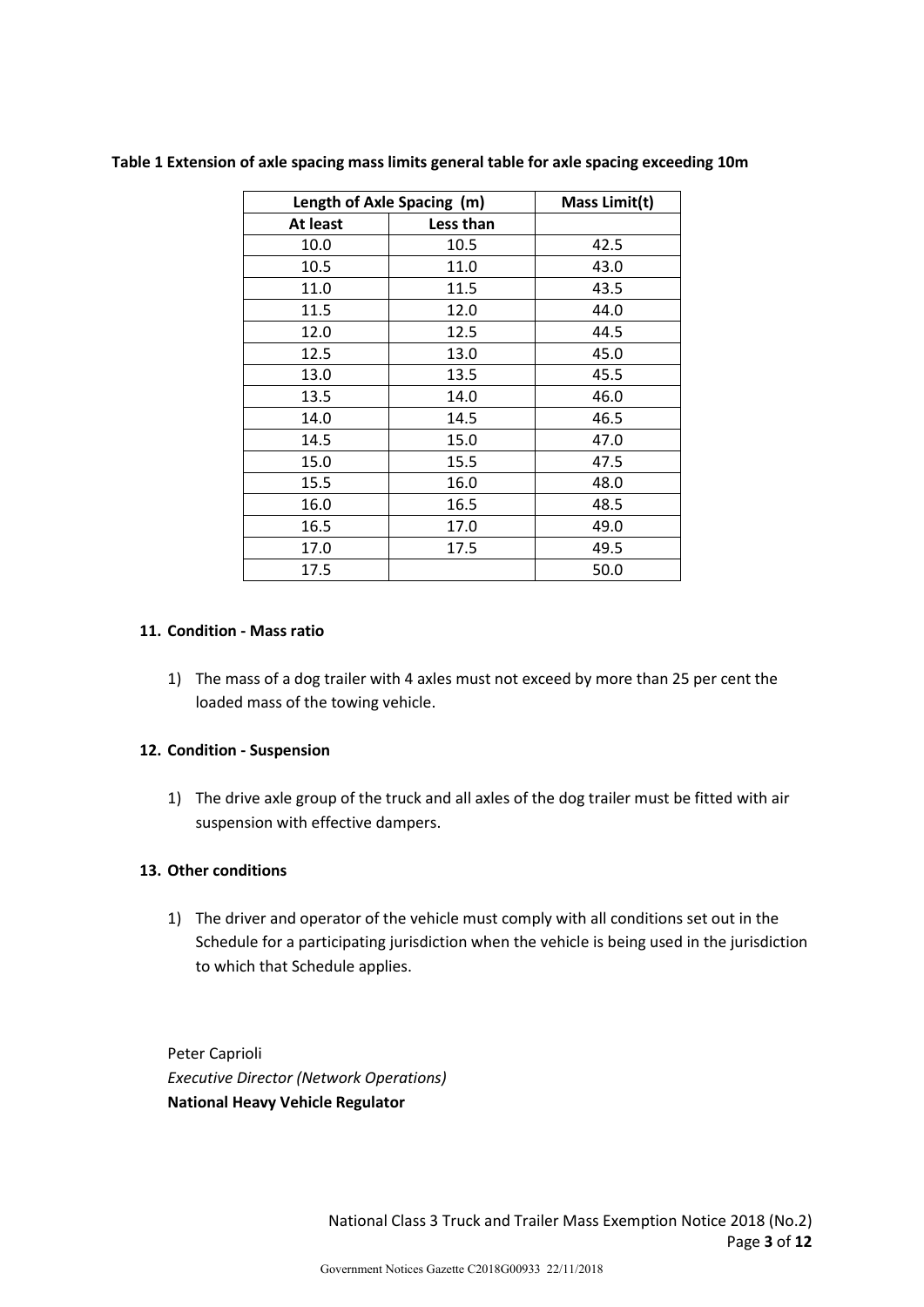**Table 1 Extension of axle spacing mass limits general table for axle spacing exceeding 10m**

| Length of Axle Spacing (m) | | Mass Limit(t) |
|---|---|---|
| At least | Less than | |
| 10.0 | 10.5 | 42.5 |
| 10.5 | 11.0 | 43.0 |
| 11.0 | 11.5 | 43.5 |
| 11.5 | 12.0 | 44.0 |
| 12.0 | 12.5 | 44.5 |
| 12.5 | 13.0 | 45.0 |
| 13.0 | 13.5 | 45.5 |
| 13.5 | 14.0 | 46.0 |
| 14.0 | 14.5 | 46.5 |
| 14.5 | 15.0 | 47.0 |
| 15.0 | 15.5 | 47.5 |
| 15.5 | 16.0 | 48.0 |
| 16.0 | 16.5 | 48.5 |
| 16.5 | 17.0 | 49.0 |
| 17.0 | 17.5 | 49.5 |
| 17.5 | | 50.0 |

### 11. Condition - Mass ratio

1) The mass of a dog trailer with 4 axles must not exceed by more than 25 per cent the loaded mass of the towing vehicle.

### 12. Condition - Suspension

1) The drive axle group of the truck and all axles of the dog trailer must be fitted with air suspension with effective dampers.

### 13. Other conditions

1) The driver and operator of the vehicle must comply with all conditions set out in the Schedule for a participating jurisdiction when the vehicle is being used in the jurisdiction to which that Schedule applies.

Peter Caprioli
*Executive Director (Network Operations)*
**National Heavy Vehicle Regulator**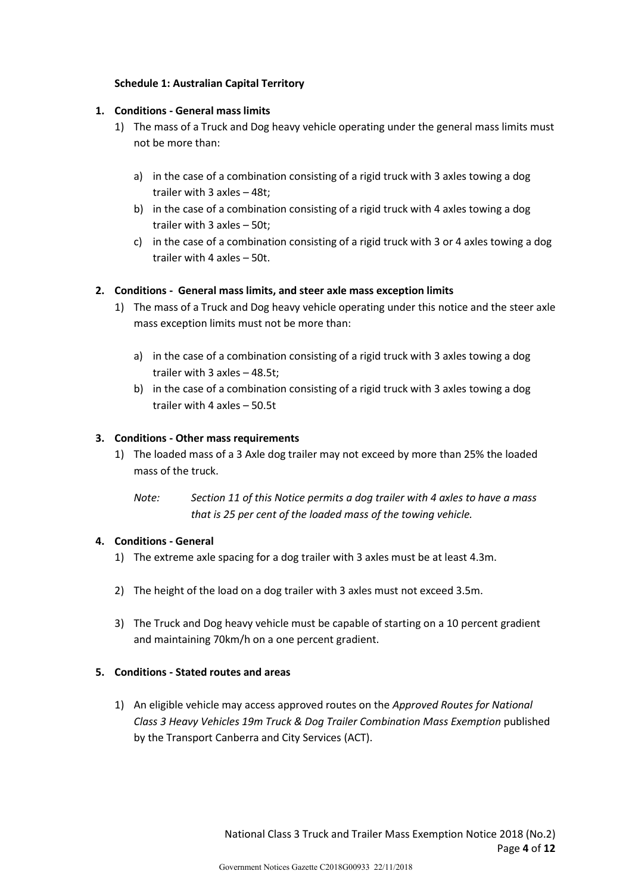## Schedule 1: Australian Capital Territory

### 1. Conditions - General mass limits

1) The mass of a Truck and Dog heavy vehicle operating under the general mass limits must not be more than:

   a) in the case of a combination consisting of a rigid truck with 3 axles towing a dog trailer with 3 axles – 48t;
   b) in the case of a combination consisting of a rigid truck with 4 axles towing a dog trailer with 3 axles – 50t;
   c) in the case of a combination consisting of a rigid truck with 3 or 4 axles towing a dog trailer with 4 axles – 50t.

### 2. Conditions - General mass limits, and steer axle mass exception limits

1) The mass of a Truck and Dog heavy vehicle operating under this notice and the steer axle mass exception limits must not be more than:

   a) in the case of a combination consisting of a rigid truck with 3 axles towing a dog trailer with 3 axles – 48.5t;
   b) in the case of a combination consisting of a rigid truck with 3 axles towing a dog trailer with 4 axles – 50.5t

### 3. Conditions - Other mass requirements

1) The loaded mass of a 3 Axle dog trailer may not exceed by more than 25% the loaded mass of the truck.

   *Note: Section 11 of this Notice permits a dog trailer with 4 axles to have a mass that is 25 per cent of the loaded mass of the towing vehicle.*

### 4. Conditions - General

1) The extreme axle spacing for a dog trailer with 3 axles must be at least 4.3m.

2) The height of the load on a dog trailer with 3 axles must not exceed 3.5m.

3) The Truck and Dog heavy vehicle must be capable of starting on a 10 percent gradient and maintaining 70km/h on a one percent gradient.

### 5. Conditions - Stated routes and areas

1) An eligible vehicle may access approved routes on the *Approved Routes for National Class 3 Heavy Vehicles 19m Truck & Dog Trailer Combination Mass Exemption* published by the Transport Canberra and City Services (ACT).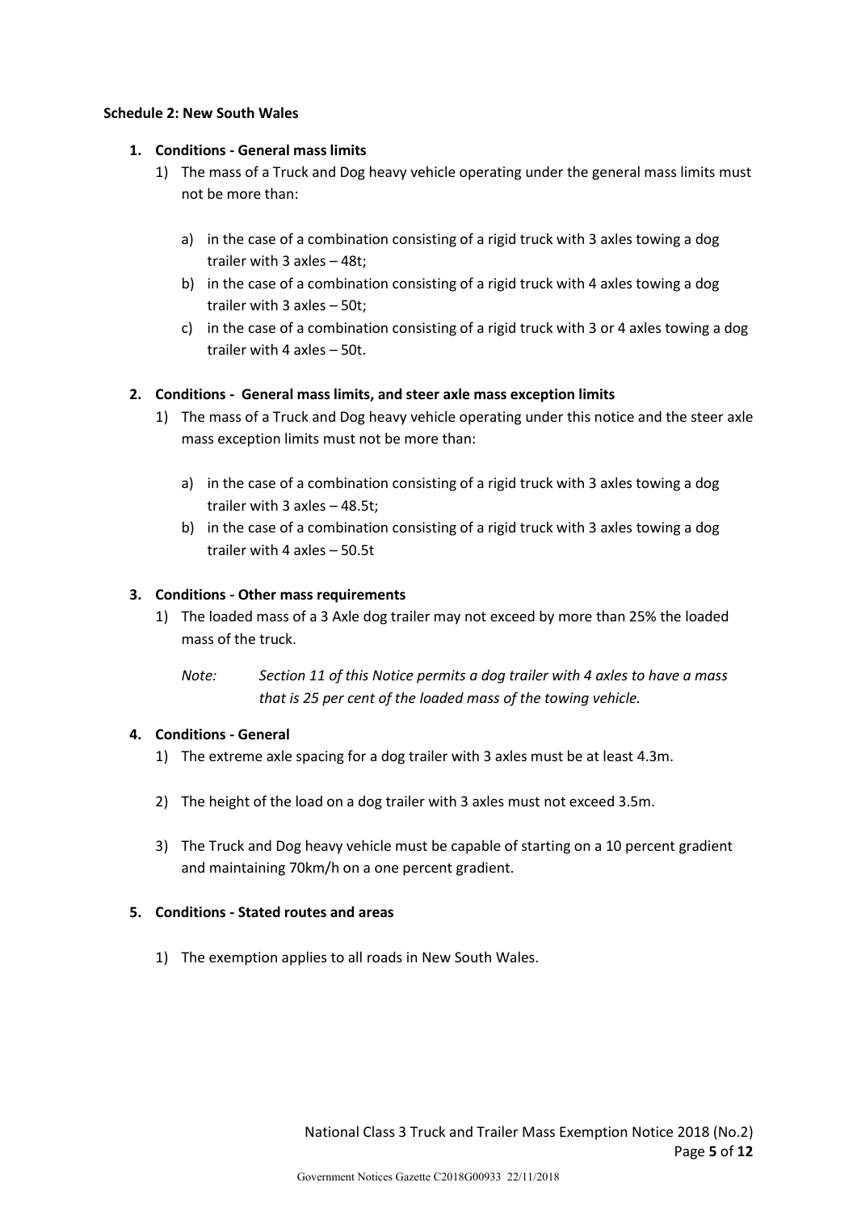**Schedule 2: New South Wales**

1. **Conditions - General mass limits**

   1) The mass of a Truck and Dog heavy vehicle operating under the general mass limits must not be more than:

      a) in the case of a combination consisting of a rigid truck with 3 axles towing a dog trailer with 3 axles – 48t;
      b) in the case of a combination consisting of a rigid truck with 4 axles towing a dog trailer with 3 axles – 50t;
      c) in the case of a combination consisting of a rigid truck with 3 or 4 axles towing a dog trailer with 4 axles – 50t.

2. **Conditions - General mass limits, and steer axle mass exception limits**

   1) The mass of a Truck and Dog heavy vehicle operating under this notice and the steer axle mass exception limits must not be more than:

      a) in the case of a combination consisting of a rigid truck with 3 axles towing a dog trailer with 3 axles – 48.5t;
      b) in the case of a combination consisting of a rigid truck with 3 axles towing a dog trailer with 4 axles – 50.5t

3. **Conditions - Other mass requirements**

   1) The loaded mass of a 3 Axle dog trailer may not exceed by more than 25% the loaded mass of the truck.

      *Note: Section 11 of this Notice permits a dog trailer with 4 axles to have a mass that is 25 per cent of the loaded mass of the towing vehicle.*

4. **Conditions - General**

   1) The extreme axle spacing for a dog trailer with 3 axles must be at least 4.3m.

   2) The height of the load on a dog trailer with 3 axles must not exceed 3.5m.

   3) The Truck and Dog heavy vehicle must be capable of starting on a 10 percent gradient and maintaining 70km/h on a one percent gradient.

5. **Conditions - Stated routes and areas**

   1) The exemption applies to all roads in New South Wales.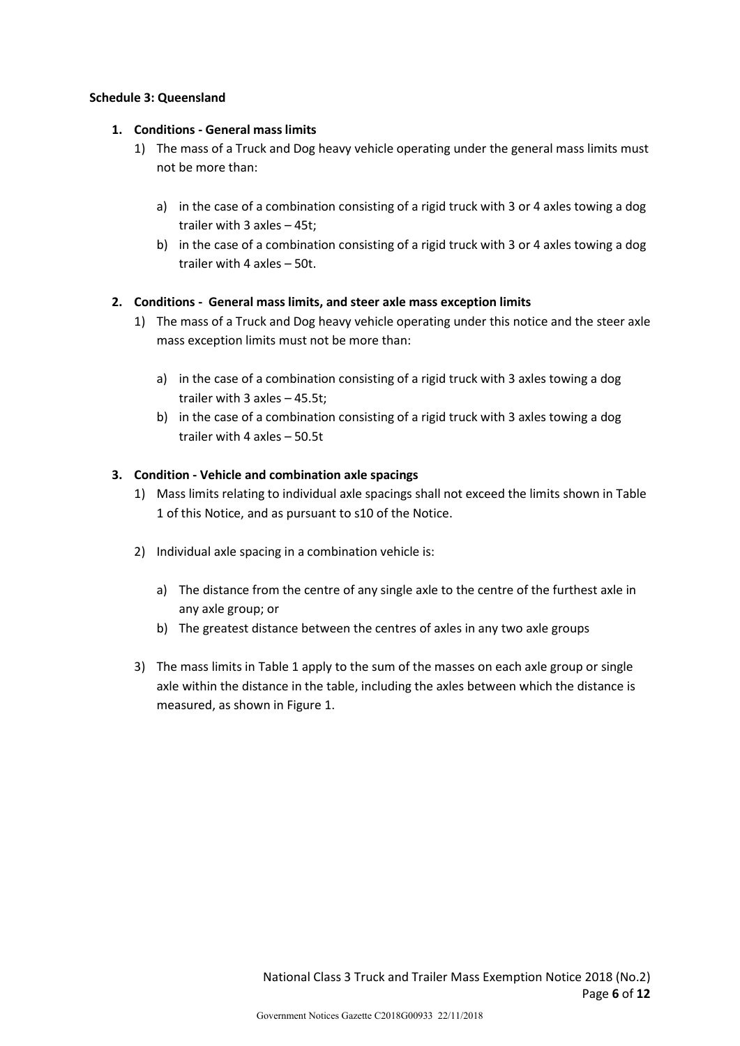**Schedule 3: Queensland**

1. **Conditions - General mass limits**
   1) The mass of a Truck and Dog heavy vehicle operating under the general mass limits must not be more than:

      a) in the case of a combination consisting of a rigid truck with 3 or 4 axles towing a dog trailer with 3 axles – 45t;
      b) in the case of a combination consisting of a rigid truck with 3 or 4 axles towing a dog trailer with 4 axles – 50t.

2. **Conditions - General mass limits, and steer axle mass exception limits**
   1) The mass of a Truck and Dog heavy vehicle operating under this notice and the steer axle mass exception limits must not be more than:

      a) in the case of a combination consisting of a rigid truck with 3 axles towing a dog trailer with 3 axles – 45.5t;
      b) in the case of a combination consisting of a rigid truck with 3 axles towing a dog trailer with 4 axles – 50.5t

3. **Condition - Vehicle and combination axle spacings**
   1) Mass limits relating to individual axle spacings shall not exceed the limits shown in Table 1 of this Notice, and as pursuant to s10 of the Notice.

   2) Individual axle spacing in a combination vehicle is:

      a) The distance from the centre of any single axle to the centre of the furthest axle in any axle group; or
      b) The greatest distance between the centres of axles in any two axle groups

   3) The mass limits in Table 1 apply to the sum of the masses on each axle group or single axle within the distance in the table, including the axles between which the distance is measured, as shown in Figure 1.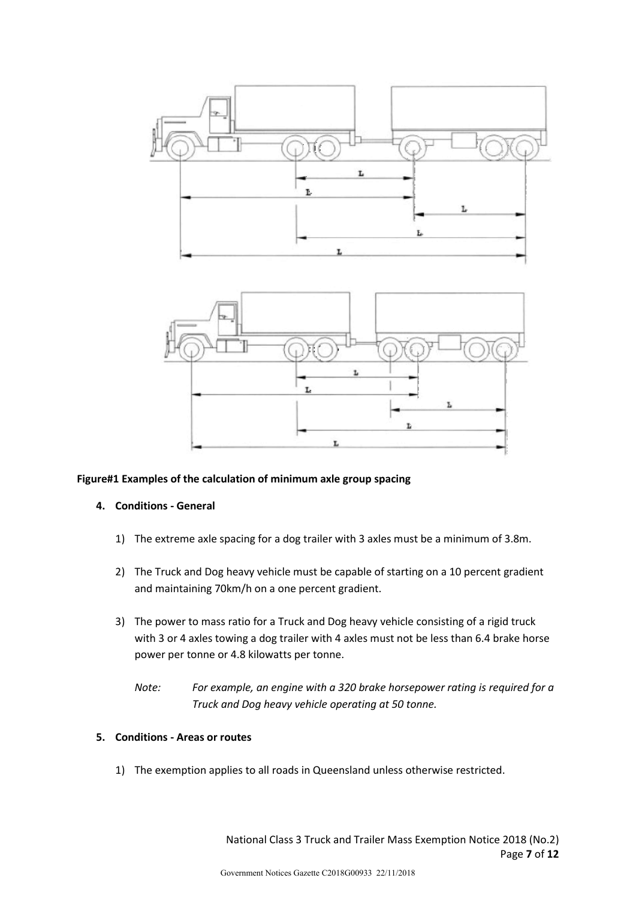**Figure#1 Examples of the calculation of minimum axle group spacing**

**4. Conditions - General**

1) The extreme axle spacing for a dog trailer with 3 axles must be a minimum of 3.8m.

2) The Truck and Dog heavy vehicle must be capable of starting on a 10 percent gradient and maintaining 70km/h on a one percent gradient.

3) The power to mass ratio for a Truck and Dog heavy vehicle consisting of a rigid truck with 3 or 4 axles towing a dog trailer with 4 axles must not be less than 6.4 brake horse power per tonne or 4.8 kilowatts per tonne.

   *Note: For example, an engine with a 320 brake horsepower rating is required for a Truck and Dog heavy vehicle operating at 50 tonne.*

**5. Conditions - Areas or routes**

1) The exemption applies to all roads in Queensland unless otherwise restricted.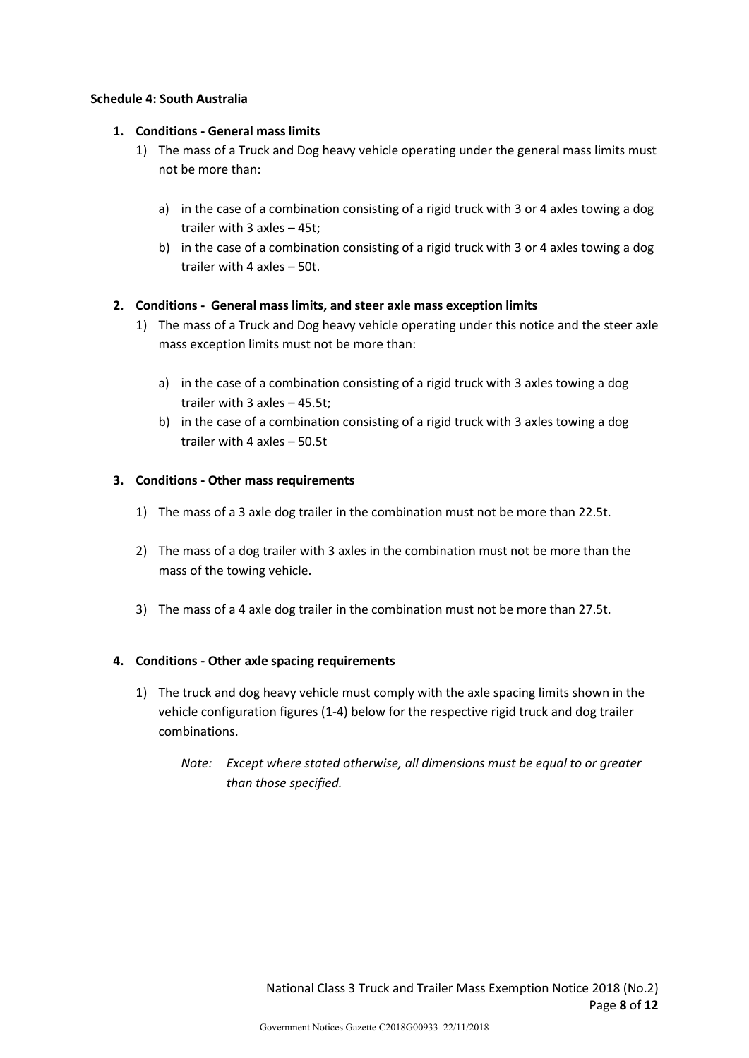**Schedule 4: South Australia**

1. **Conditions - General mass limits**
    1) The mass of a Truck and Dog heavy vehicle operating under the general mass limits must not be more than:
        a) in the case of a combination consisting of a rigid truck with 3 or 4 axles towing a dog trailer with 3 axles – 45t;
        b) in the case of a combination consisting of a rigid truck with 3 or 4 axles towing a dog trailer with 4 axles – 50t.

2. **Conditions - General mass limits, and steer axle mass exception limits**
    1) The mass of a Truck and Dog heavy vehicle operating under this notice and the steer axle mass exception limits must not be more than:
        a) in the case of a combination consisting of a rigid truck with 3 axles towing a dog trailer with 3 axles – 45.5t;
        b) in the case of a combination consisting of a rigid truck with 3 axles towing a dog trailer with 4 axles – 50.5t

3. **Conditions - Other mass requirements**
    1) The mass of a 3 axle dog trailer in the combination must not be more than 22.5t.
    2) The mass of a dog trailer with 3 axles in the combination must not be more than the mass of the towing vehicle.
    3) The mass of a 4 axle dog trailer in the combination must not be more than 27.5t.

4. **Conditions - Other axle spacing requirements**
    1) The truck and dog heavy vehicle must comply with the axle spacing limits shown in the vehicle configuration figures (1-4) below for the respective rigid truck and dog trailer combinations.

        *Note: Except where stated otherwise, all dimensions must be equal to or greater than those specified.*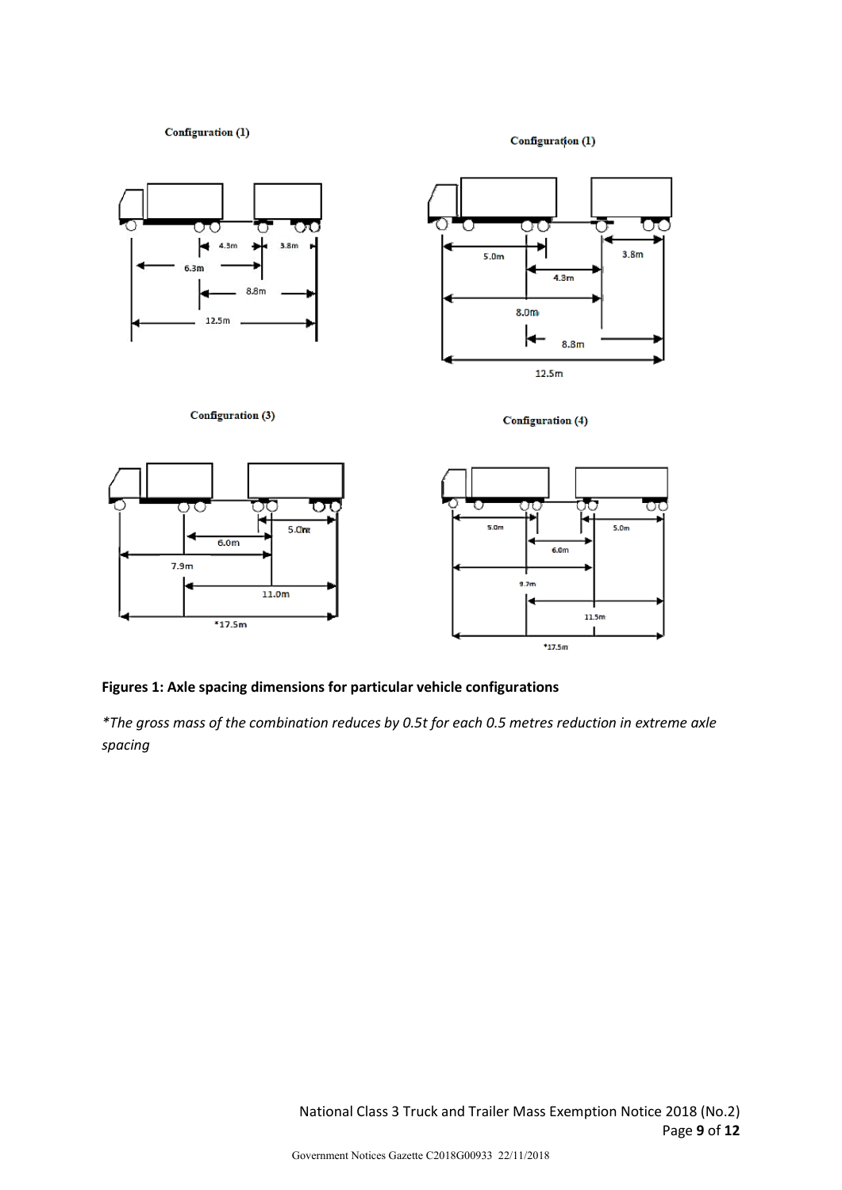Configuration (1)

4.3m 3.8m 6.3m 8.8m 12.5m

Configuration (1)

5.0m 3.8m 4.3m 8.0m 8.8m 12.5m

Configuration (3)

5.0m 6.0m 7.9m 11.0m *17.5m

Configuration (4)

5.0m 5.0m 6.0m 9.7m 11.5m *17.5m

**Figures 1: Axle spacing dimensions for particular vehicle configurations**

*\*The gross mass of the combination reduces by 0.5t for each 0.5 metres reduction in extreme axle spacing*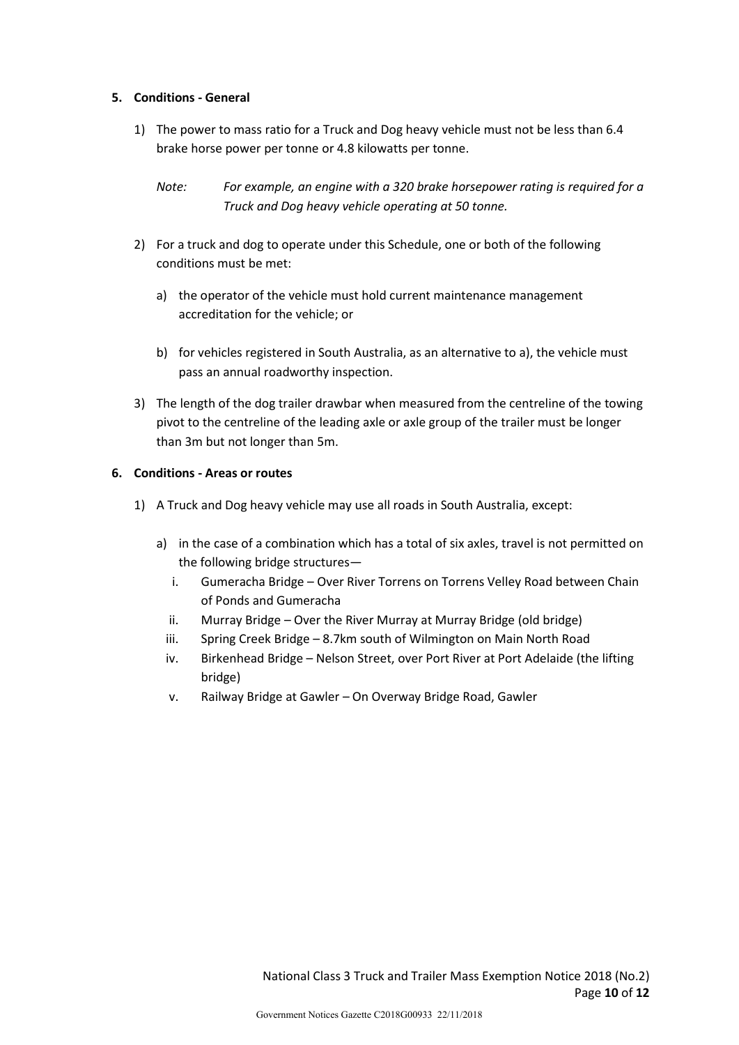## 5. Conditions - General

1) The power to mass ratio for a Truck and Dog heavy vehicle must not be less than 6.4 brake horse power per tonne or 4.8 kilowatts per tonne.

   *Note: For example, an engine with a 320 brake horsepower rating is required for a Truck and Dog heavy vehicle operating at 50 tonne.*

2) For a truck and dog to operate under this Schedule, one or both of the following conditions must be met:

   a) the operator of the vehicle must hold current maintenance management accreditation for the vehicle; or

   b) for vehicles registered in South Australia, as an alternative to a), the vehicle must pass an annual roadworthy inspection.

3) The length of the dog trailer drawbar when measured from the centreline of the towing pivot to the centreline of the leading axle or axle group of the trailer must be longer than 3m but not longer than 5m.

## 6. Conditions - Areas or routes

1) A Truck and Dog heavy vehicle may use all roads in South Australia, except:

   a) in the case of a combination which has a total of six axles, travel is not permitted on the following bridge structures—
      i. Gumeracha Bridge – Over River Torrens on Torrens Velley Road between Chain of Ponds and Gumeracha
      ii. Murray Bridge – Over the River Murray at Murray Bridge (old bridge)
      iii. Spring Creek Bridge – 8.7km south of Wilmington on Main North Road
      iv. Birkenhead Bridge – Nelson Street, over Port River at Port Adelaide (the lifting bridge)
      v. Railway Bridge at Gawler – On Overway Bridge Road, Gawler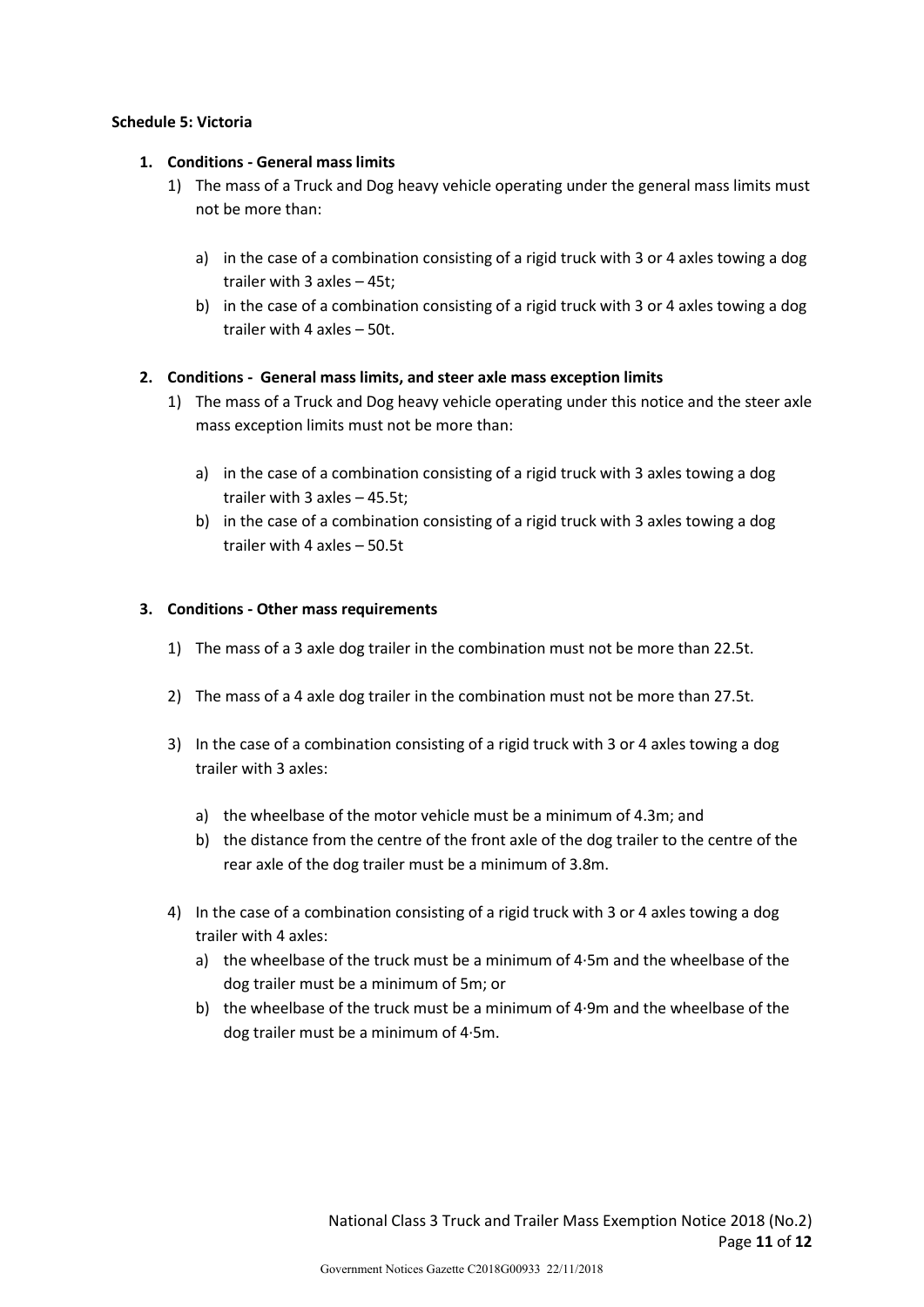**Schedule 5: Victoria**

1. **Conditions - General mass limits**
   1) The mass of a Truck and Dog heavy vehicle operating under the general mass limits must not be more than:

      a) in the case of a combination consisting of a rigid truck with 3 or 4 axles towing a dog trailer with 3 axles – 45t;
      b) in the case of a combination consisting of a rigid truck with 3 or 4 axles towing a dog trailer with 4 axles – 50t.

2. **Conditions - General mass limits, and steer axle mass exception limits**
   1) The mass of a Truck and Dog heavy vehicle operating under this notice and the steer axle mass exception limits must not be more than:

      a) in the case of a combination consisting of a rigid truck with 3 axles towing a dog trailer with 3 axles – 45.5t;
      b) in the case of a combination consisting of a rigid truck with 3 axles towing a dog trailer with 4 axles – 50.5t

3. **Conditions - Other mass requirements**
   1) The mass of a 3 axle dog trailer in the combination must not be more than 22.5t.
   2) The mass of a 4 axle dog trailer in the combination must not be more than 27.5t.
   3) In the case of a combination consisting of a rigid truck with 3 or 4 axles towing a dog trailer with 3 axles:
      a) the wheelbase of the motor vehicle must be a minimum of 4.3m; and
      b) the distance from the centre of the front axle of the dog trailer to the centre of the rear axle of the dog trailer must be a minimum of 3.8m.
   4) In the case of a combination consisting of a rigid truck with 3 or 4 axles towing a dog trailer with 4 axles:
      a) the wheelbase of the truck must be a minimum of 4·5m and the wheelbase of the dog trailer must be a minimum of 5m; or
      b) the wheelbase of the truck must be a minimum of 4·9m and the wheelbase of the dog trailer must be a minimum of 4·5m.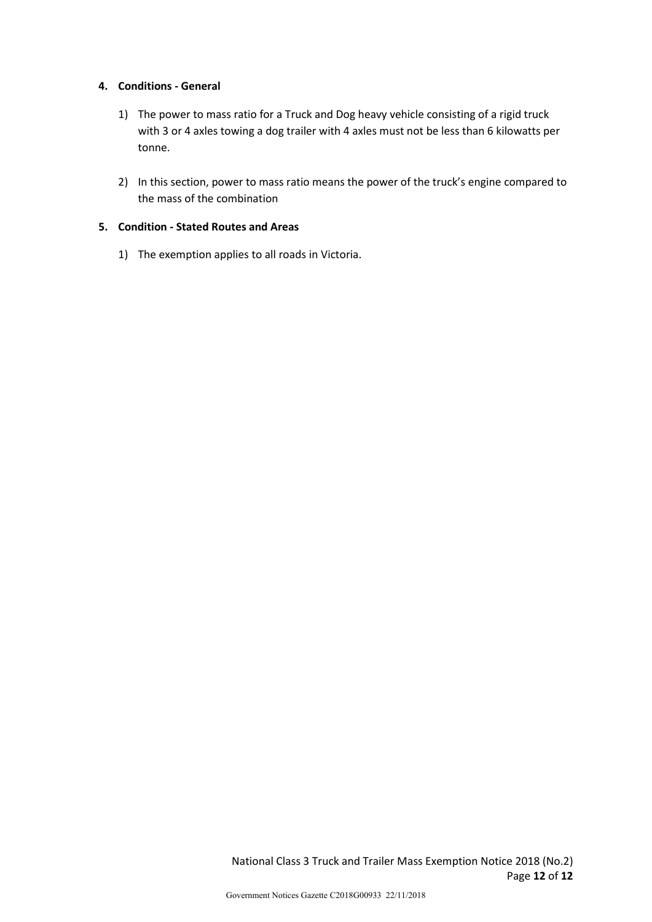### 4. Conditions - General

1) The power to mass ratio for a Truck and Dog heavy vehicle consisting of a rigid truck with 3 or 4 axles towing a dog trailer with 4 axles must not be less than 6 kilowatts per tonne.

2) In this section, power to mass ratio means the power of the truck's engine compared to the mass of the combination

### 5. Condition - Stated Routes and Areas

1) The exemption applies to all roads in Victoria.